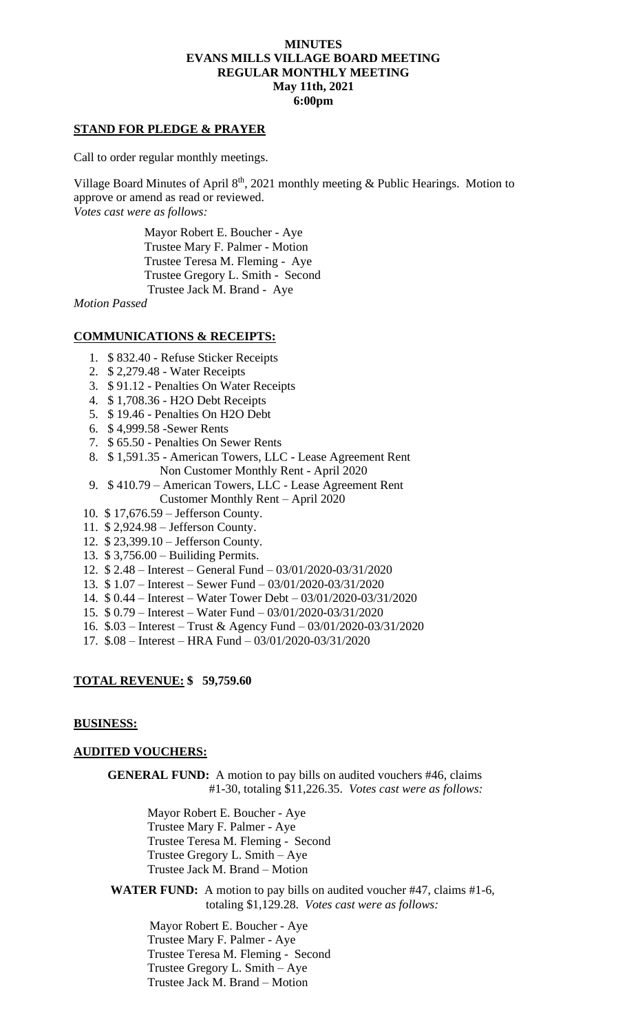**MINUTES**
**EVANS MILLS VILLAGE BOARD MEETING**
**REGULAR MONTHLY MEETING**
**May 11th, 2021**
**6:00pm**

## STAND FOR PLEDGE & PRAYER

Call to order regular monthly meetings.

Village Board Minutes of April 8th, 2021 monthly meeting & Public Hearings. Motion to approve or amend as read or reviewed.
*Votes cast were as follows:*

Mayor Robert E. Boucher - Aye
Trustee Mary F. Palmer - Motion
Trustee Teresa M. Fleming - Aye
Trustee Gregory L. Smith - Second
Trustee Jack M. Brand - Aye

*Motion Passed*

## COMMUNICATIONS & RECEIPTS:

1. $ 832.40 - Refuse Sticker Receipts
2. $ 2,279.48 - Water Receipts
3. $ 91.12 - Penalties On Water Receipts
4. $ 1,708.36 - H2O Debt Receipts
5. $ 19.46 - Penalties On H2O Debt
6. $ 4,999.58 -Sewer Rents
7. $ 65.50 - Penalties On Sewer Rents
8. $ 1,591.35 - American Towers, LLC - Lease Agreement Rent
   Non Customer Monthly Rent - April 2020
9. $ 410.79 – American Towers, LLC - Lease Agreement Rent
   Customer Monthly Rent – April 2020
10. $ 17,676.59 – Jefferson County.
11. $ 2,924.98 – Jefferson County.
12. $ 23,399.10 – Jefferson County.
13. $ 3,756.00 – Builiding Permits.
12. $ 2.48 – Interest – General Fund – 03/01/2020-03/31/2020
13. $ 1.07 – Interest – Sewer Fund – 03/01/2020-03/31/2020
14. $ 0.44 – Interest – Water Tower Debt – 03/01/2020-03/31/2020
15. $ 0.79 – Interest – Water Fund – 03/01/2020-03/31/2020
16. $.03 – Interest – Trust & Agency Fund – 03/01/2020-03/31/2020
17. $.08 – Interest – HRA Fund – 03/01/2020-03/31/2020

## TOTAL REVENUE: $ 59,759.60

## BUSINESS:

## AUDITED VOUCHERS:

**GENERAL FUND:** A motion to pay bills on audited vouchers #46, claims #1-30, totaling $11,226.35. *Votes cast were as follows:*

Mayor Robert E. Boucher - Aye
Trustee Mary F. Palmer - Aye
Trustee Teresa M. Fleming - Second
Trustee Gregory L. Smith – Aye
Trustee Jack M. Brand – Motion

**WATER FUND:** A motion to pay bills on audited voucher #47, claims #1-6, totaling $1,129.28. *Votes cast were as follows:*

Mayor Robert E. Boucher - Aye
Trustee Mary F. Palmer - Aye
Trustee Teresa M. Fleming - Second
Trustee Gregory L. Smith – Aye
Trustee Jack M. Brand – Motion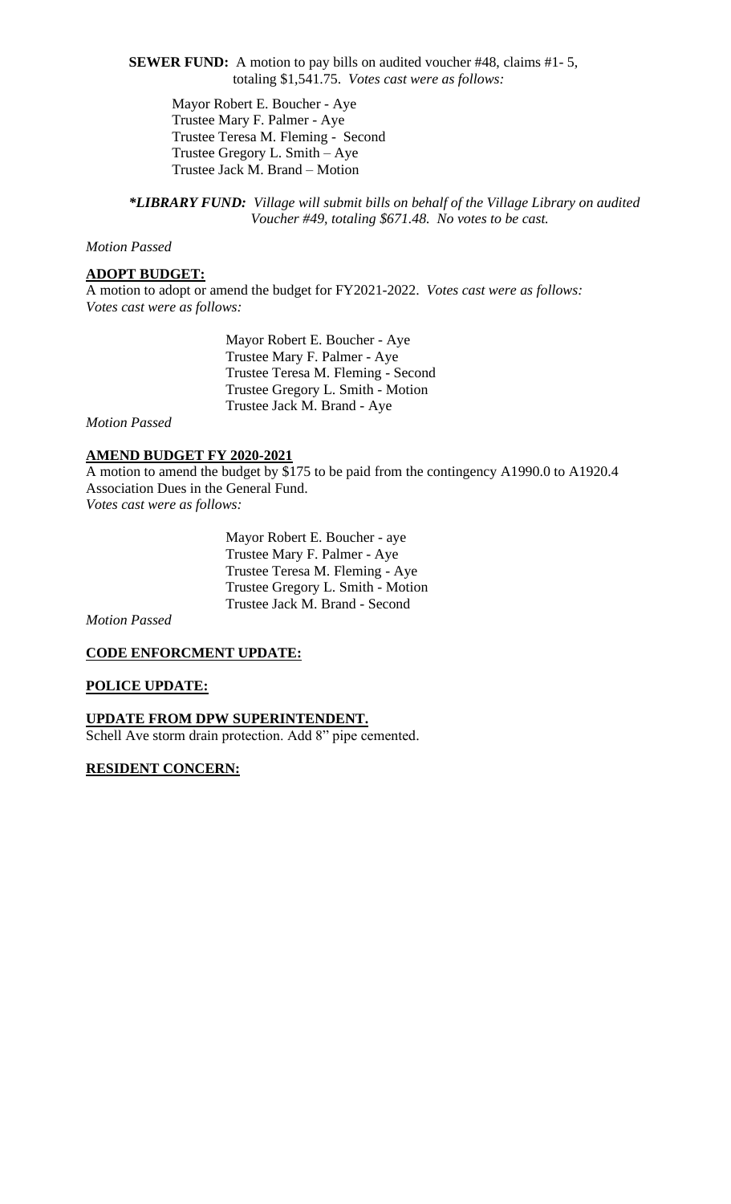**SEWER FUND:** A motion to pay bills on audited voucher #48, claims #1- 5, totaling $1,541.75. *Votes cast were as follows:*

Mayor Robert E. Boucher - Aye
Trustee Mary F. Palmer - Aye
Trustee Teresa M. Fleming - Second
Trustee Gregory L. Smith – Aye
Trustee Jack M. Brand – Motion

***LIBRARY FUND:*** *Village will submit bills on behalf of the Village Library on audited Voucher #49, totaling $671.48. No votes to be cast.*

*Motion Passed*

**ADOPT BUDGET:**

A motion to adopt or amend the budget for FY2021-2022. *Votes cast were as follows: Votes cast were as follows:*

Mayor Robert E. Boucher - Aye
Trustee Mary F. Palmer - Aye
Trustee Teresa M. Fleming - Second
Trustee Gregory L. Smith - Motion
Trustee Jack M. Brand - Aye

*Motion Passed*

**AMEND BUDGET FY 2020-2021**

A motion to amend the budget by $175 to be paid from the contingency A1990.0 to A1920.4 Association Dues in the General Fund.
*Votes cast were as follows:*

Mayor Robert E. Boucher - aye
Trustee Mary F. Palmer - Aye
Trustee Teresa M. Fleming - Aye
Trustee Gregory L. Smith - Motion
Trustee Jack M. Brand - Second

*Motion Passed*

**CODE ENFORCMENT UPDATE:**

**POLICE UPDATE:**

**UPDATE FROM DPW SUPERINTENDENT.**

Schell Ave storm drain protection. Add 8" pipe cemented.

**RESIDENT CONCERN:**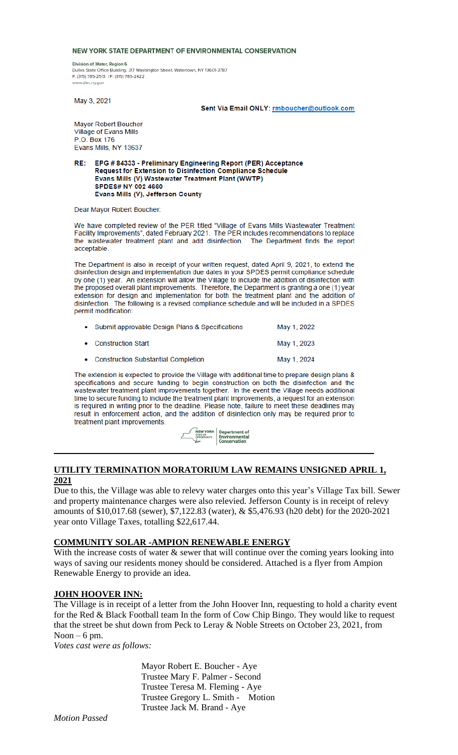NEW YORK STATE DEPARTMENT OF ENVIRONMENTAL CONSERVATION

Division of Water, Region 6
Dulles State Office Building, 317 Washington Street, Watertown, NY 13601-3787
P: (315) 785-2513 | F: (315) 785-2422
www.dec.ny.gov

May 3, 2021

**Sent Via Email ONLY: rmboucher@outlook.com**

Mayor Robert Boucher
Village of Evans Mills
P.O. Box 176
Evans Mills, NY 13637

**RE: EPG # 84333 - Preliminary Engineering Report (PER) Acceptance
Request for Extension to Disinfection Compliance Schedule
Evans Mills (V) Wastewater Treatment Plant (WWTP)
SPDES# NY 002 4660
Evans Mills (V), Jefferson County**

Dear Mayor Robert Boucher:

We have completed review of the PER titled "Village of Evans Mills Wastewater Treatment Facility Improvements", dated February 2021. The PER includes recommendations to replace the wastewater treatment plant and add disinfection. The Department finds the report acceptable.

The Department is also in receipt of your written request, dated April 9, 2021, to extend the disinfection design and implementation due dates in your SPDES permit compliance schedule by one (1) year. An extension will allow the Village to include the addition of disinfection with the proposed overall plant improvements. Therefore, the Department is granting a one (1) year extension for design and implementation for both the treatment plant and the addition of disinfection. The following is a revised compliance schedule and will be included in a SPDES permit modification:

- Submit approvable Design Plans & Specifications — May 1, 2022
- Construction Start — May 1, 2023
- Construction Substantial Completion — May 1, 2024

The extension is expected to provide the Village with additional time to prepare design plans & specifications and secure funding to begin construction on both the disinfection and the wastewater treatment plant improvements together. In the event the Village needs additional time to secure funding to include the treatment plant improvements, a request for an extension is required in writing prior to the deadline. Please note, failure to meet these deadlines may result in enforcement action, and the addition of disinfection only may be required prior to treatment plant improvements.

NEW YORK STATE OF OPPORTUNITY | Department of Environmental Conservation

---

## UTILITY TERMINATION MORATORIUM LAW REMAINS UNSIGNED APRIL 1, 2021

Due to this, the Village was able to relevy water charges onto this year's Village Tax bill. Sewer and property maintenance charges were also relevied. Jefferson County is in receipt of relevy amounts of $10,017.68 (sewer), $7,122.83 (water), & $5,476.93 (h20 debt) for the 2020-2021 year onto Village Taxes, totalling $22,617.44.

## COMMUNITY SOLAR -AMPION RENEWABLE ENERGY

With the increase costs of water & sewer that will continue over the coming years looking into ways of saving our residents money should be considered. Attached is a flyer from Ampion Renewable Energy to provide an idea.

## JOHN HOOVER INN:

The Village is in receipt of a letter from the John Hoover Inn, requesting to hold a charity event for the Red & Black Football team In the form of Cow Chip Bingo. They would like to request that the street be shut down from Peck to Leray & Noble Streets on October 23, 2021, from Noon – 6 pm.

*Votes cast were as follows:*

Mayor Robert E. Boucher - Aye
Trustee Mary F. Palmer - Second
Trustee Teresa M. Fleming - Aye
Trustee Gregory L. Smith - Motion
Trustee Jack M. Brand - Aye

*Motion Passed*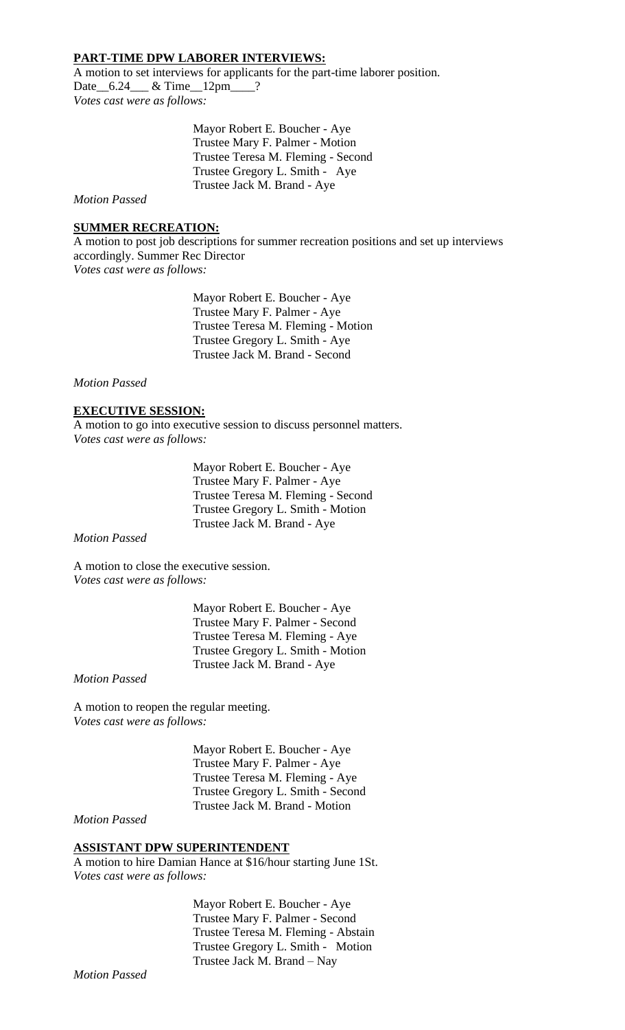**PART-TIME DPW LABORER INTERVIEWS:**

A motion to set interviews for applicants for the part-time laborer position.
Date__6.24___ & Time__12pm____?

*Votes cast were as follows:*

Mayor Robert E. Boucher - Aye
Trustee Mary F. Palmer - Motion
Trustee Teresa M. Fleming - Second
Trustee Gregory L. Smith - Aye
Trustee Jack M. Brand - Aye

*Motion Passed*

**SUMMER RECREATION:**

A motion to post job descriptions for summer recreation positions and set up interviews accordingly. Summer Rec Director

*Votes cast were as follows:*

Mayor Robert E. Boucher - Aye
Trustee Mary F. Palmer - Aye
Trustee Teresa M. Fleming - Motion
Trustee Gregory L. Smith - Aye
Trustee Jack M. Brand - Second

*Motion Passed*

**EXECUTIVE SESSION:**

A motion to go into executive session to discuss personnel matters.

*Votes cast were as follows:*

Mayor Robert E. Boucher - Aye
Trustee Mary F. Palmer - Aye
Trustee Teresa M. Fleming - Second
Trustee Gregory L. Smith - Motion
Trustee Jack M. Brand - Aye

*Motion Passed*

A motion to close the executive session.

*Votes cast were as follows:*

Mayor Robert E. Boucher - Aye
Trustee Mary F. Palmer - Second
Trustee Teresa M. Fleming - Aye
Trustee Gregory L. Smith - Motion
Trustee Jack M. Brand - Aye

*Motion Passed*

A motion to reopen the regular meeting.

*Votes cast were as follows:*

Mayor Robert E. Boucher - Aye
Trustee Mary F. Palmer - Aye
Trustee Teresa M. Fleming - Aye
Trustee Gregory L. Smith - Second
Trustee Jack M. Brand - Motion

*Motion Passed*

**ASSISTANT DPW SUPERINTENDENT**

A motion to hire Damian Hance at $16/hour starting June 1St.

*Votes cast were as follows:*

Mayor Robert E. Boucher - Aye
Trustee Mary F. Palmer - Second
Trustee Teresa M. Fleming - Abstain
Trustee Gregory L. Smith - Motion
Trustee Jack M. Brand – Nay

*Motion Passed*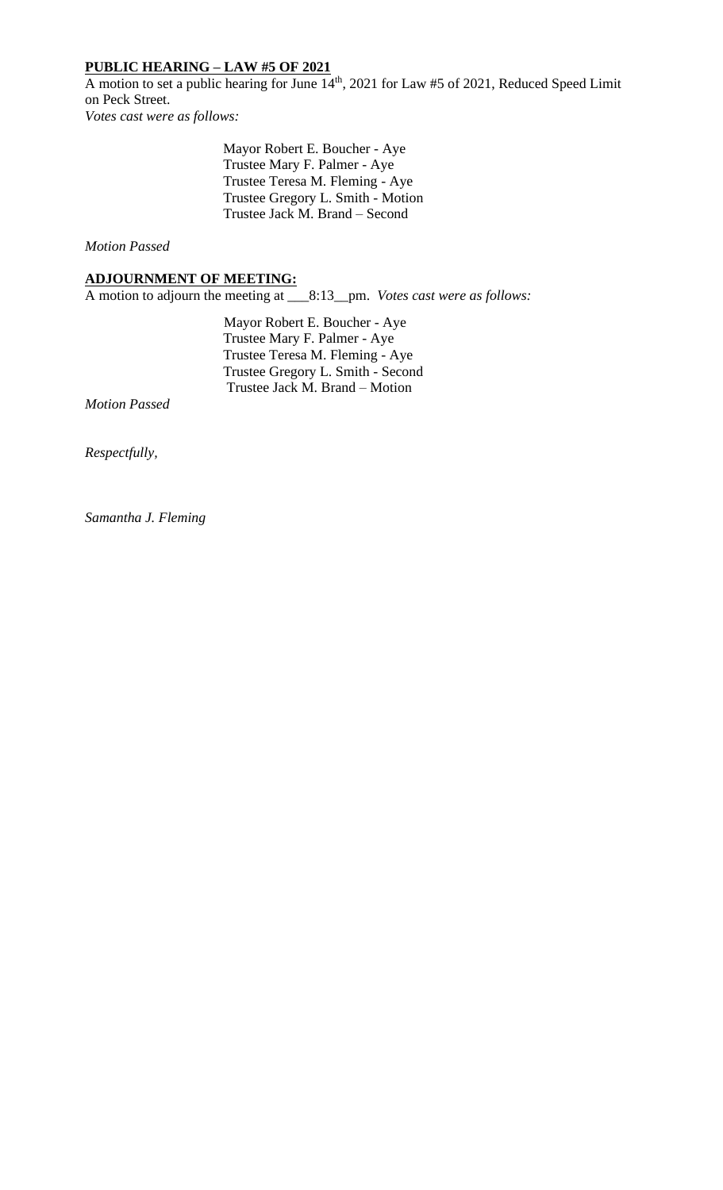**PUBLIC HEARING – LAW #5 OF 2021**

A motion to set a public hearing for June 14th, 2021 for Law #5 of 2021, Reduced Speed Limit on Peck Street.

*Votes cast were as follows:*

Mayor Robert E. Boucher - Aye
Trustee Mary F. Palmer - Aye
Trustee Teresa M. Fleming - Aye
Trustee Gregory L. Smith - Motion
Trustee Jack M. Brand – Second

*Motion Passed*

**ADJOURNMENT OF MEETING:**

A motion to adjourn the meeting at ___8:13__pm. *Votes cast were as follows:*

Mayor Robert E. Boucher - Aye
Trustee Mary F. Palmer - Aye
Trustee Teresa M. Fleming - Aye
Trustee Gregory L. Smith - Second
Trustee Jack M. Brand – Motion

*Motion Passed*

*Respectfully,*

*Samantha J. Fleming*